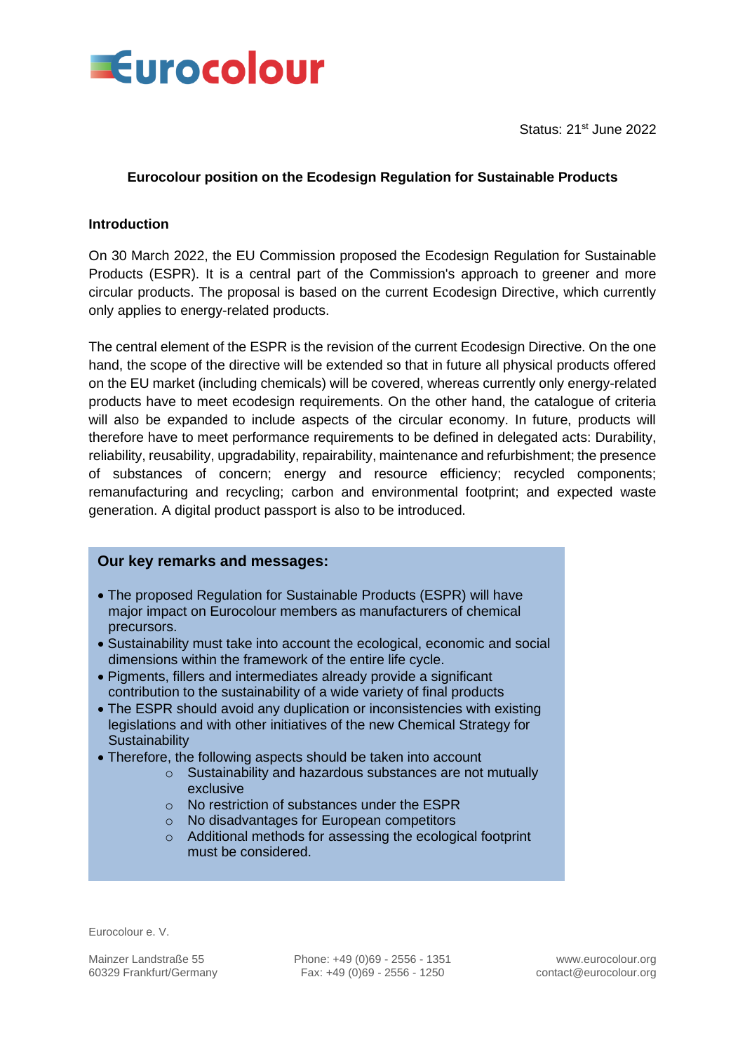Eurocolour

Status: 21st June 2022

# Eurocolour position on the Ecodesign Regulation for Sustainable Products

## Introduction

On 30 March 2022, the EU Commission proposed the Ecodesign Regulation for Sustainable Products (ESPR). It is a central part of the Commission's approach to greener and more circular products. The proposal is based on the current Ecodesign Directive, which currently only applies to energy-related products.

The central element of the ESPR is the revision of the current Ecodesign Directive. On the one hand, the scope of the directive will be extended so that in future all physical products offered on the EU market (including chemicals) will be covered, whereas currently only energy-related products have to meet ecodesign requirements. On the other hand, the catalogue of criteria will also be expanded to include aspects of the circular economy. In future, products will therefore have to meet performance requirements to be defined in delegated acts: Durability, reliability, reusability, upgradability, repairability, maintenance and refurbishment; the presence of substances of concern; energy and resource efficiency; recycled components; remanufacturing and recycling; carbon and environmental footprint; and expected waste generation. A digital product passport is also to be introduced.

**Our key remarks and messages:**

- The proposed Regulation for Sustainable Products (ESPR) will have major impact on Eurocolour members as manufacturers of chemical precursors.
- Sustainability must take into account the ecological, economic and social dimensions within the framework of the entire life cycle.
- Pigments, fillers and intermediates already provide a significant contribution to the sustainability of a wide variety of final products
- The ESPR should avoid any duplication or inconsistencies with existing legislations and with other initiatives of the new Chemical Strategy for Sustainability
- Therefore, the following aspects should be taken into account
  - Sustainability and hazardous substances are not mutually exclusive
  - No restriction of substances under the ESPR
  - No disadvantages for European competitors
  - Additional methods for assessing the ecological footprint must be considered.

Eurocolour e. V.

Mainzer Landstraße 55
60329 Frankfurt/Germany

Phone: +49 (0)69 - 2556 - 1351
Fax: +49 (0)69 - 2556 - 1250

www.eurocolour.org
contact@eurocolour.org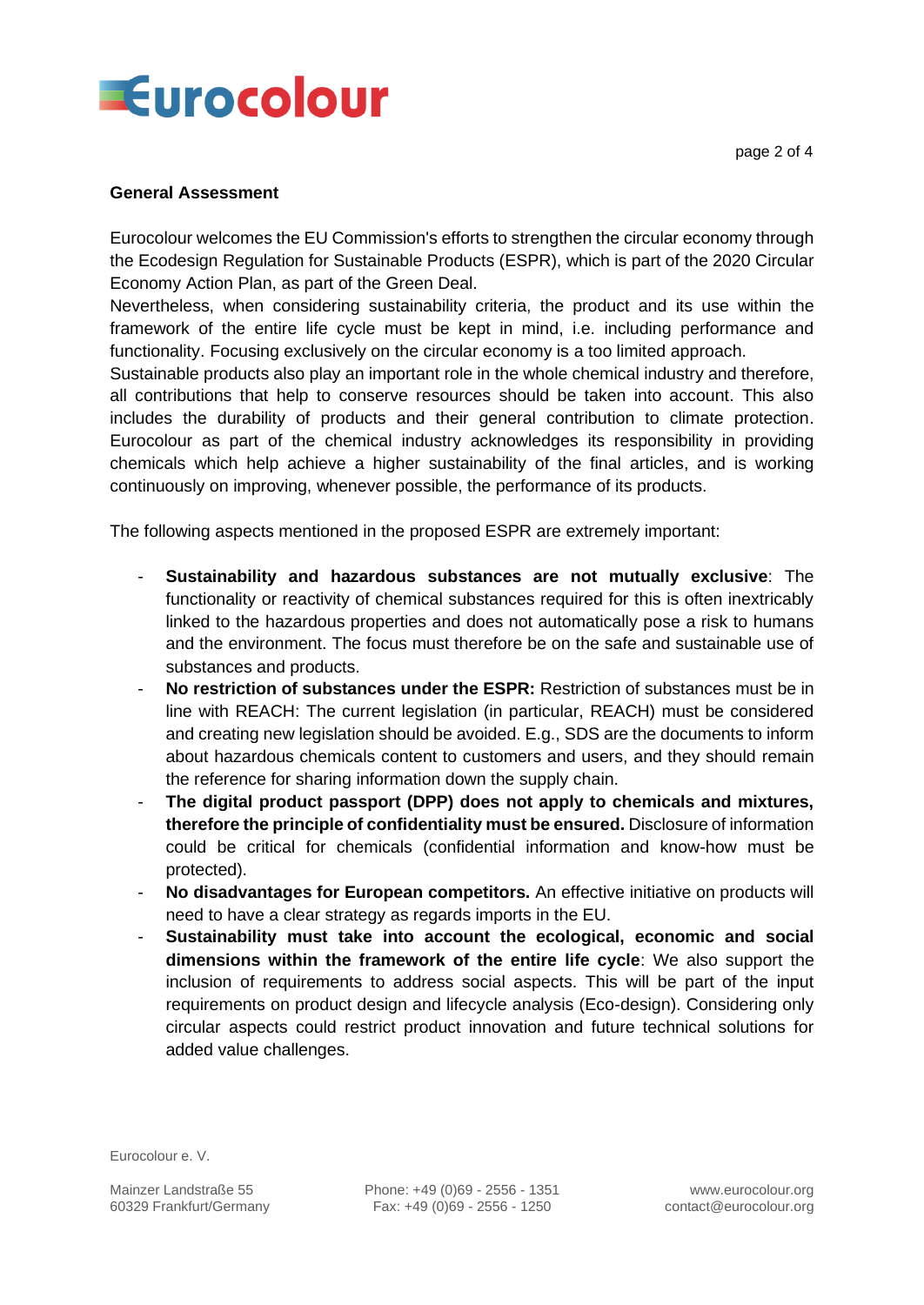**General Assessment**

Eurocolour welcomes the EU Commission's efforts to strengthen the circular economy through the Ecodesign Regulation for Sustainable Products (ESPR), which is part of the 2020 Circular Economy Action Plan, as part of the Green Deal.
Nevertheless, when considering sustainability criteria, the product and its use within the framework of the entire life cycle must be kept in mind, i.e. including performance and functionality. Focusing exclusively on the circular economy is a too limited approach.
Sustainable products also play an important role in the whole chemical industry and therefore, all contributions that help to conserve resources should be taken into account. This also includes the durability of products and their general contribution to climate protection. Eurocolour as part of the chemical industry acknowledges its responsibility in providing chemicals which help achieve a higher sustainability of the final articles, and is working continuously on improving, whenever possible, the performance of its products.

The following aspects mentioned in the proposed ESPR are extremely important:

- **Sustainability and hazardous substances are not mutually exclusive**: The functionality or reactivity of chemical substances required for this is often inextricably linked to the hazardous properties and does not automatically pose a risk to humans and the environment. The focus must therefore be on the safe and sustainable use of substances and products.
- **No restriction of substances under the ESPR:** Restriction of substances must be in line with REACH: The current legislation (in particular, REACH) must be considered and creating new legislation should be avoided. E.g., SDS are the documents to inform about hazardous chemicals content to customers and users, and they should remain the reference for sharing information down the supply chain.
- **The digital product passport (DPP) does not apply to chemicals and mixtures, therefore the principle of confidentiality must be ensured.** Disclosure of information could be critical for chemicals (confidential information and know-how must be protected).
- **No disadvantages for European competitors.** An effective initiative on products will need to have a clear strategy as regards imports in the EU.
- **Sustainability must take into account the ecological, economic and social dimensions within the framework of the entire life cycle**: We also support the inclusion of requirements to address social aspects. This will be part of the input requirements on product design and lifecycle analysis (Eco-design). Considering only circular aspects could restrict product innovation and future technical solutions for added value challenges.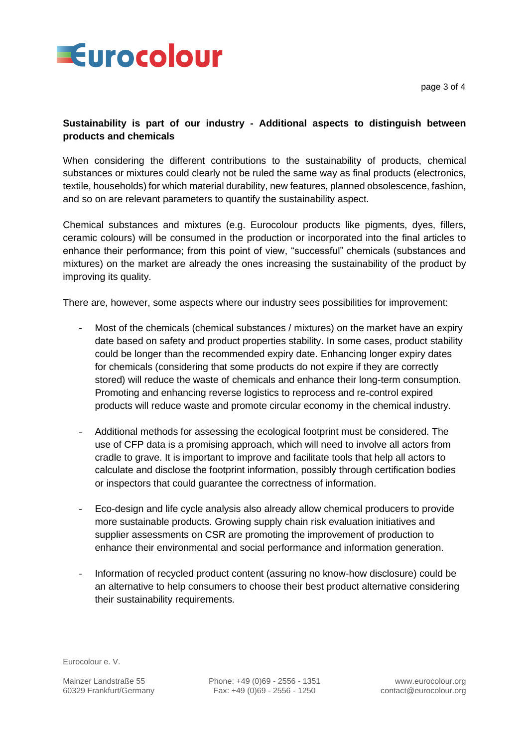**Sustainability is part of our industry - Additional aspects to distinguish between products and chemicals**

When considering the different contributions to the sustainability of products, chemical substances or mixtures could clearly not be ruled the same way as final products (electronics, textile, households) for which material durability, new features, planned obsolescence, fashion, and so on are relevant parameters to quantify the sustainability aspect.

Chemical substances and mixtures (e.g. Eurocolour products like pigments, dyes, fillers, ceramic colours) will be consumed in the production or incorporated into the final articles to enhance their performance; from this point of view, "successful" chemicals (substances and mixtures) on the market are already the ones increasing the sustainability of the product by improving its quality.

There are, however, some aspects where our industry sees possibilities for improvement:

- Most of the chemicals (chemical substances / mixtures) on the market have an expiry date based on safety and product properties stability. In some cases, product stability could be longer than the recommended expiry date. Enhancing longer expiry dates for chemicals (considering that some products do not expire if they are correctly stored) will reduce the waste of chemicals and enhance their long-term consumption. Promoting and enhancing reverse logistics to reprocess and re-control expired products will reduce waste and promote circular economy in the chemical industry.

- Additional methods for assessing the ecological footprint must be considered. The use of CFP data is a promising approach, which will need to involve all actors from cradle to grave. It is important to improve and facilitate tools that help all actors to calculate and disclose the footprint information, possibly through certification bodies or inspectors that could guarantee the correctness of information.

- Eco-design and life cycle analysis also already allow chemical producers to provide more sustainable products. Growing supply chain risk evaluation initiatives and supplier assessments on CSR are promoting the improvement of production to enhance their environmental and social performance and information generation.

- Information of recycled product content (assuring no know-how disclosure) could be an alternative to help consumers to choose their best product alternative considering their sustainability requirements.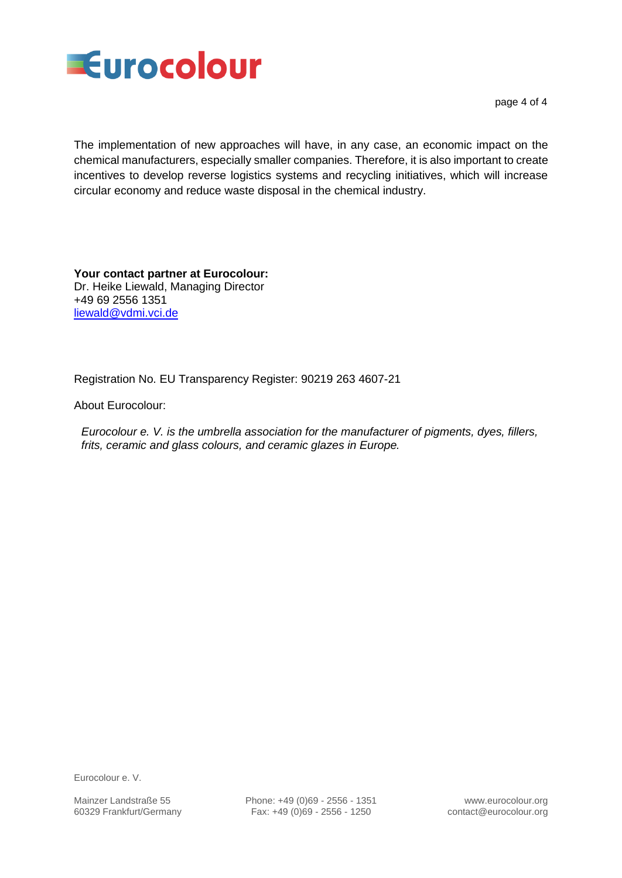The implementation of new approaches will have, in any case, an economic impact on the chemical manufacturers, especially smaller companies. Therefore, it is also important to create incentives to develop reverse logistics systems and recycling initiatives, which will increase circular economy and reduce waste disposal in the chemical industry.

**Your contact partner at Eurocolour:**
Dr. Heike Liewald, Managing Director
+49 69 2556 1351
liewald@vdmi.vci.de

Registration No. EU Transparency Register: 90219 263 4607-21

About Eurocolour:

*Eurocolour e. V. is the umbrella association for the manufacturer of pigments, dyes, fillers, frits, ceramic and glass colours, and ceramic glazes in Europe.*

Eurocolour e. V.

Mainzer Landstraße 55
60329 Frankfurt/Germany

Phone: +49 (0)69 - 2556 - 1351
Fax: +49 (0)69 - 2556 - 1250

www.eurocolour.org
contact@eurocolour.org